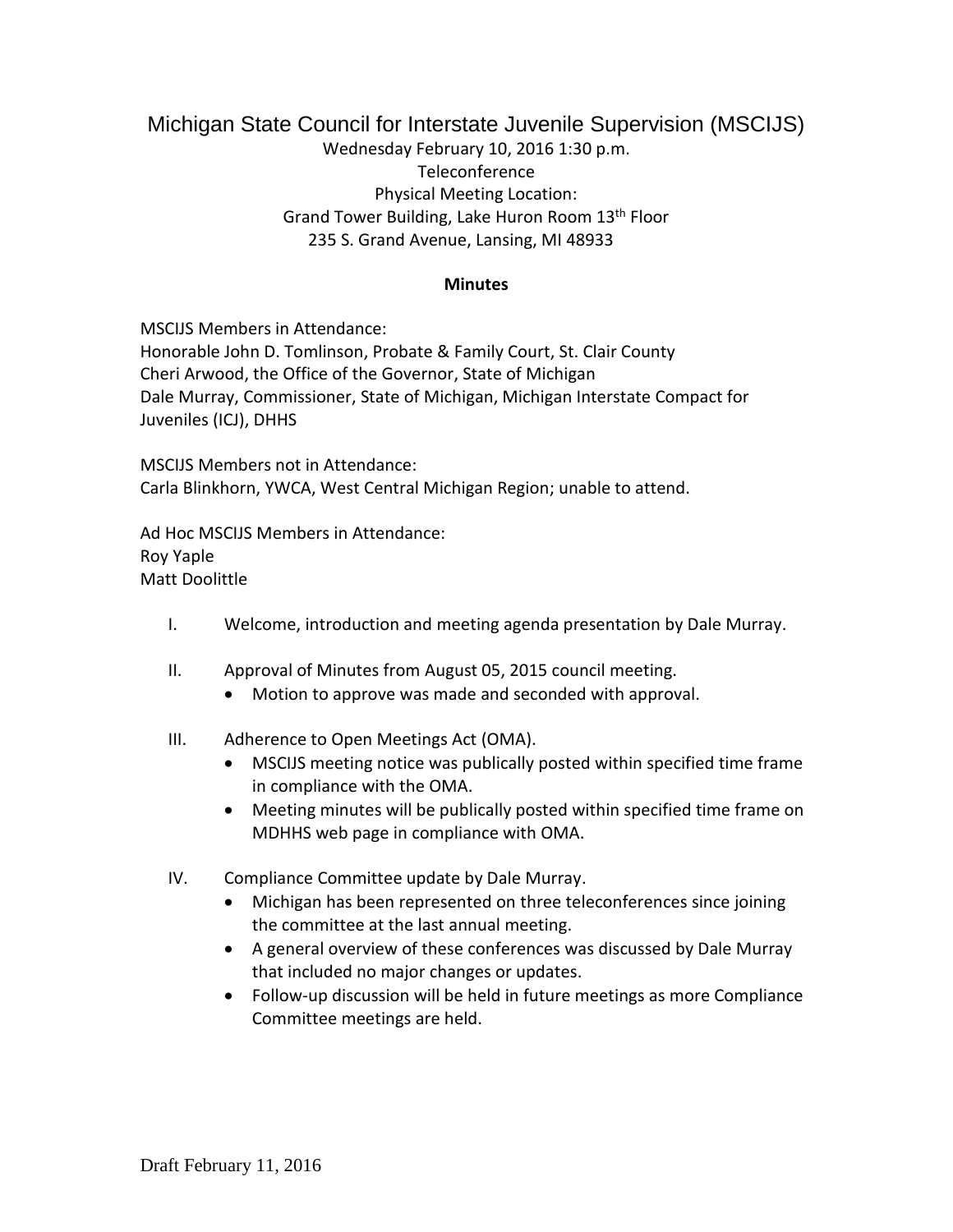# Michigan State Council for Interstate Juvenile Supervision (MSCIJS)

Wednesday February 10, 2016 1:30 p.m.
Teleconference
Physical Meeting Location:
Grand Tower Building, Lake Huron Room 13th Floor
235 S. Grand Avenue, Lansing, MI 48933

**Minutes**

MSCIJS Members in Attendance:
Honorable John D. Tomlinson, Probate & Family Court, St. Clair County
Cheri Arwood, the Office of the Governor, State of Michigan
Dale Murray, Commissioner, State of Michigan, Michigan Interstate Compact for Juveniles (ICJ), DHHS

MSCIJS Members not in Attendance:
Carla Blinkhorn, YWCA, West Central Michigan Region; unable to attend.

Ad Hoc MSCIJS Members in Attendance:
Roy Yaple
Matt Doolittle

I. Welcome, introduction and meeting agenda presentation by Dale Murray.

II. Approval of Minutes from August 05, 2015 council meeting.
   - Motion to approve was made and seconded with approval.

III. Adherence to Open Meetings Act (OMA).
   - MSCIJS meeting notice was publically posted within specified time frame in compliance with the OMA.
   - Meeting minutes will be publically posted within specified time frame on MDHHS web page in compliance with OMA.

IV. Compliance Committee update by Dale Murray.
   - Michigan has been represented on three teleconferences since joining the committee at the last annual meeting.
   - A general overview of these conferences was discussed by Dale Murray that included no major changes or updates.
   - Follow-up discussion will be held in future meetings as more Compliance Committee meetings are held.

Draft February 11, 2016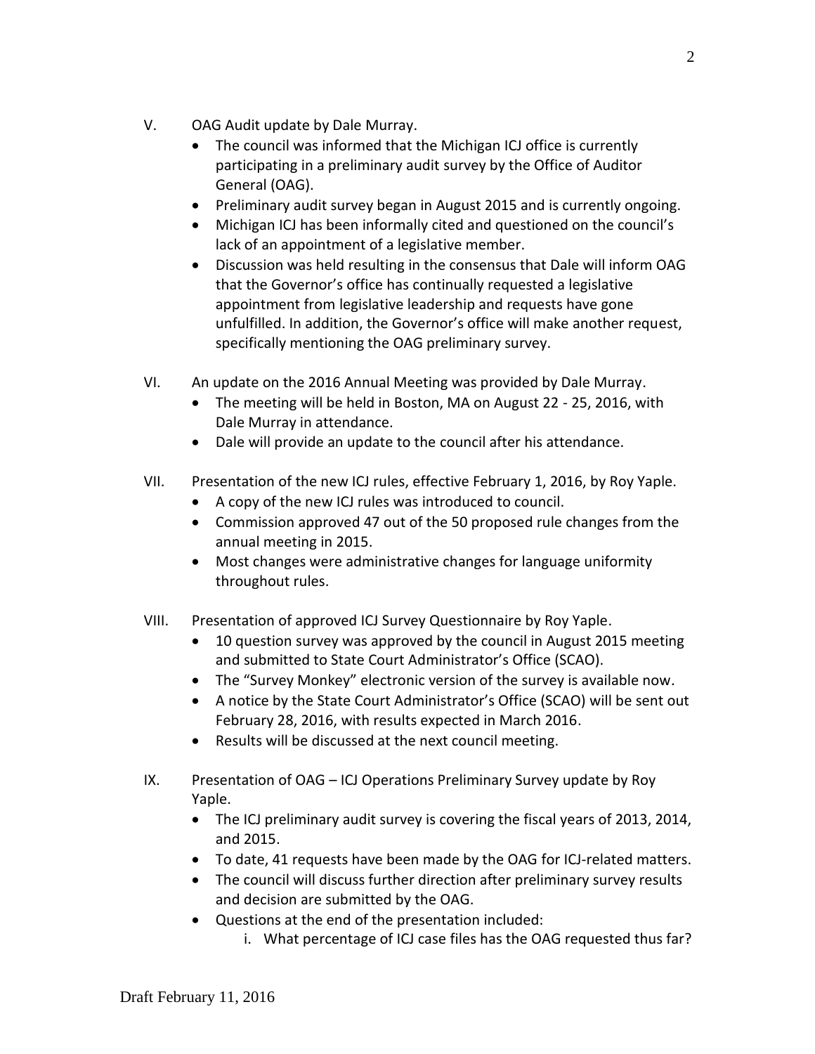V. OAG Audit update by Dale Murray.
   - The council was informed that the Michigan ICJ office is currently participating in a preliminary audit survey by the Office of Auditor General (OAG).
   - Preliminary audit survey began in August 2015 and is currently ongoing.
   - Michigan ICJ has been informally cited and questioned on the council's lack of an appointment of a legislative member.
   - Discussion was held resulting in the consensus that Dale will inform OAG that the Governor's office has continually requested a legislative appointment from legislative leadership and requests have gone unfulfilled. In addition, the Governor's office will make another request, specifically mentioning the OAG preliminary survey.

VI. An update on the 2016 Annual Meeting was provided by Dale Murray.
   - The meeting will be held in Boston, MA on August 22 - 25, 2016, with Dale Murray in attendance.
   - Dale will provide an update to the council after his attendance.

VII. Presentation of the new ICJ rules, effective February 1, 2016, by Roy Yaple.
   - A copy of the new ICJ rules was introduced to council.
   - Commission approved 47 out of the 50 proposed rule changes from the annual meeting in 2015.
   - Most changes were administrative changes for language uniformity throughout rules.

VIII. Presentation of approved ICJ Survey Questionnaire by Roy Yaple.
   - 10 question survey was approved by the council in August 2015 meeting and submitted to State Court Administrator's Office (SCAO).
   - The "Survey Monkey" electronic version of the survey is available now.
   - A notice by the State Court Administrator's Office (SCAO) will be sent out February 28, 2016, with results expected in March 2016.
   - Results will be discussed at the next council meeting.

IX. Presentation of OAG – ICJ Operations Preliminary Survey update by Roy Yaple.
   - The ICJ preliminary audit survey is covering the fiscal years of 2013, 2014, and 2015.
   - To date, 41 requests have been made by the OAG for ICJ-related matters.
   - The council will discuss further direction after preliminary survey results and decision are submitted by the OAG.
   - Questions at the end of the presentation included:
     i. What percentage of ICJ case files has the OAG requested thus far?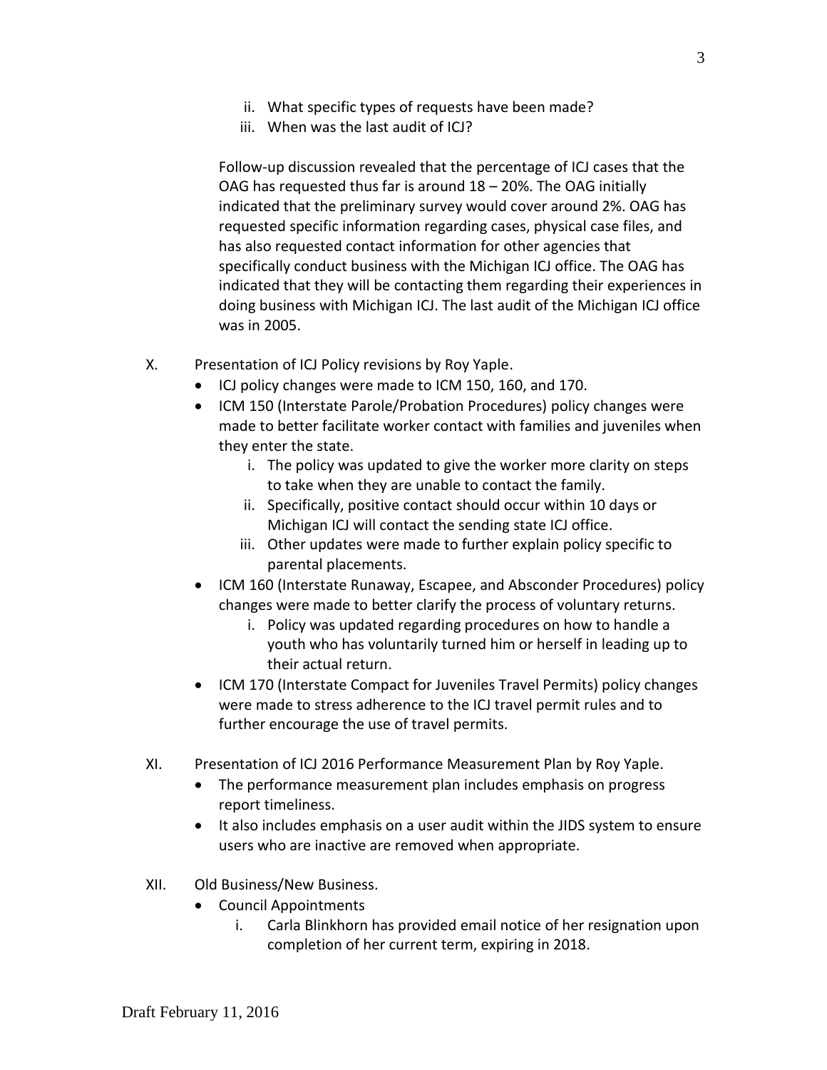ii. What specific types of requests have been made?
iii. When was the last audit of ICJ?

Follow-up discussion revealed that the percentage of ICJ cases that the OAG has requested thus far is around 18 – 20%. The OAG initially indicated that the preliminary survey would cover around 2%. OAG has requested specific information regarding cases, physical case files, and has also requested contact information for other agencies that specifically conduct business with the Michigan ICJ office. The OAG has indicated that they will be contacting them regarding their experiences in doing business with Michigan ICJ. The last audit of the Michigan ICJ office was in 2005.

X. Presentation of ICJ Policy revisions by Roy Yaple.

- ICJ policy changes were made to ICM 150, 160, and 170.
- ICM 150 (Interstate Parole/Probation Procedures) policy changes were made to better facilitate worker contact with families and juveniles when they enter the state.
    - i. The policy was updated to give the worker more clarity on steps to take when they are unable to contact the family.
    - ii. Specifically, positive contact should occur within 10 days or Michigan ICJ will contact the sending state ICJ office.
    - iii. Other updates were made to further explain policy specific to parental placements.
- ICM 160 (Interstate Runaway, Escapee, and Absconder Procedures) policy changes were made to better clarify the process of voluntary returns.
    - i. Policy was updated regarding procedures on how to handle a youth who has voluntarily turned him or herself in leading up to their actual return.
- ICM 170 (Interstate Compact for Juveniles Travel Permits) policy changes were made to stress adherence to the ICJ travel permit rules and to further encourage the use of travel permits.

XI. Presentation of ICJ 2016 Performance Measurement Plan by Roy Yaple.

- The performance measurement plan includes emphasis on progress report timeliness.
- It also includes emphasis on a user audit within the JIDS system to ensure users who are inactive are removed when appropriate.

XII. Old Business/New Business.

- Council Appointments
    - i. Carla Blinkhorn has provided email notice of her resignation upon completion of her current term, expiring in 2018.

Draft February 11, 2016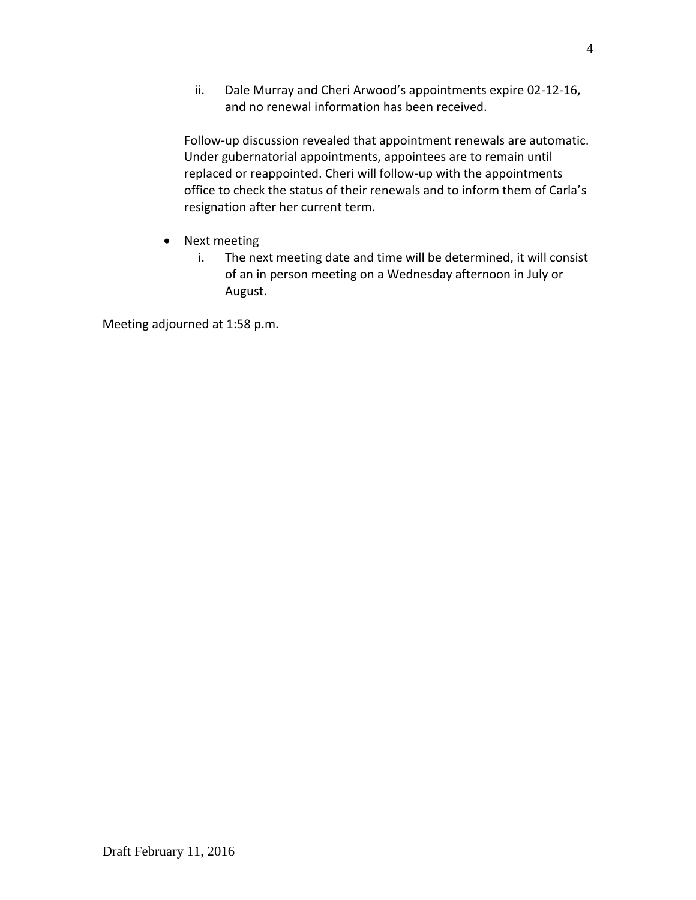ii. Dale Murray and Cheri Arwood's appointments expire 02-12-16, and no renewal information has been received.

  Follow-up discussion revealed that appointment renewals are automatic. Under gubernatorial appointments, appointees are to remain until replaced or reappointed. Cheri will follow-up with the appointments office to check the status of their renewals and to inform them of Carla's resignation after her current term.

- Next meeting
   i. The next meeting date and time will be determined, it will consist of an in person meeting on a Wednesday afternoon in July or August.

Meeting adjourned at 1:58 p.m.

Draft February 11, 2016